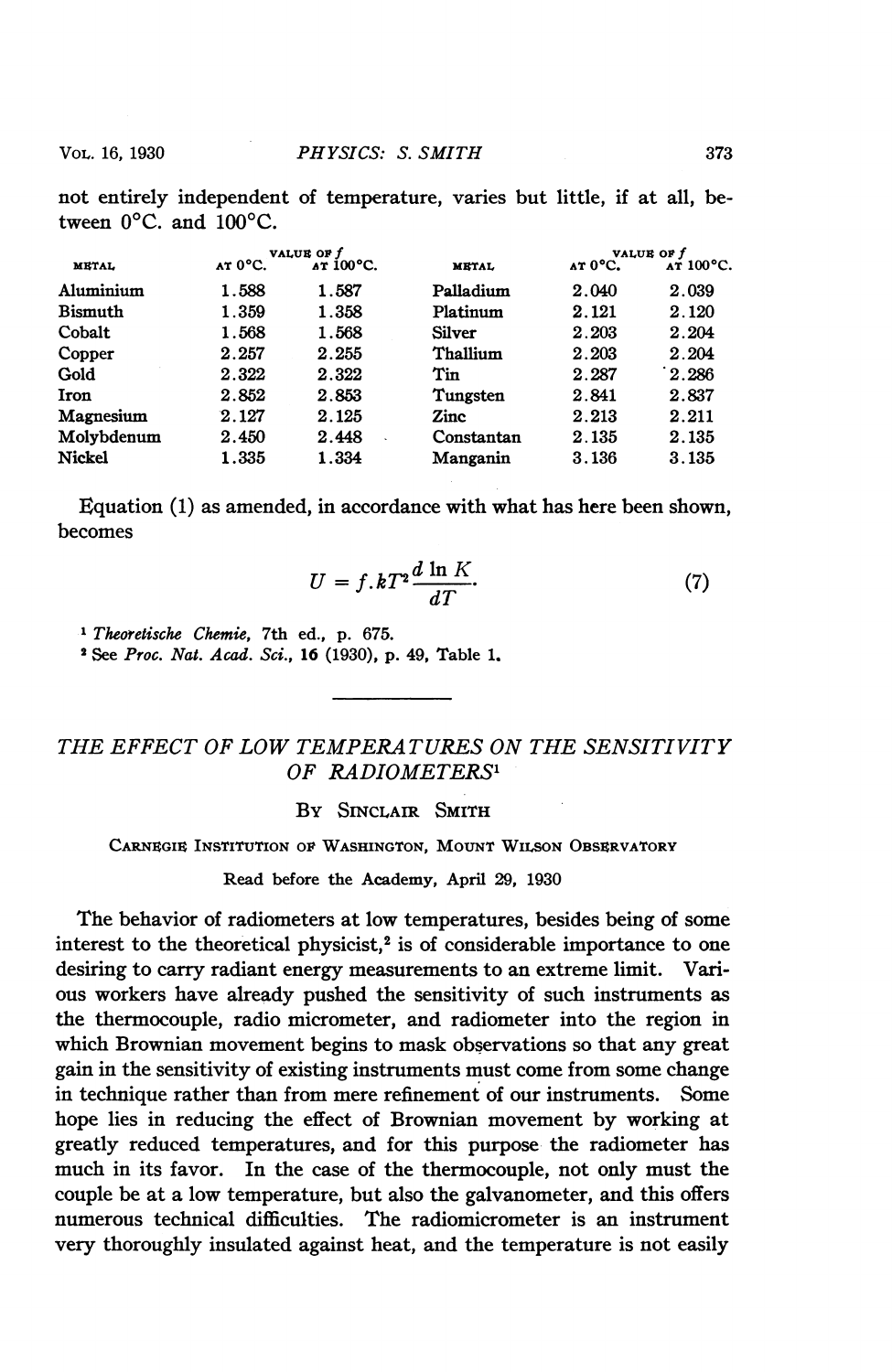not entirely independent of temperature, varies but little, if at all, between 0°C. and 100°C.

| METAL | VALUE OF $f$ AT 0°C. | VALUE OF $f$ AT 100°C. | METAL | VALUE OF $f$ AT 0°C. | VALUE OF $f$ AT 100°C. |
|---|---|---|---|---|---|
| Aluminium | 1.588 | 1.587 | Palladium | 2.040 | 2.039 |
| Bismuth | 1.359 | 1.358 | Platinum | 2.121 | 2.120 |
| Cobalt | 1.568 | 1.568 | Silver | 2.203 | 2.204 |
| Copper | 2.257 | 2.255 | Thallium | 2.203 | 2.204 |
| Gold | 2.322 | 2.322 | Tin | 2.287 | 2.286 |
| Iron | 2.852 | 2.853 | Tungsten | 2.841 | 2.837 |
| Magnesium | 2.127 | 2.125 | Zinc | 2.213 | 2.211 |
| Molybdenum | 2.450 | 2.448 | Constantan | 2.135 | 2.135 |
| Nickel | 1.335 | 1.334 | Manganin | 3.136 | 3.135 |

Equation (1) as amended, in accordance with what has here been shown, becomes

$$U = f.kT^2 \frac{d \ln K}{dT}. \tag{7}$$

[1] *Theoretische Chemie*, 7th ed., p. 675.

[2] See *Proc. Nat. Acad. Sci.*, **16** (1930), p. 49, Table 1.

## *THE EFFECT OF LOW TEMPERATURES ON THE SENSITIVITY OF RADIOMETERS*[1]

BY SINCLAIR SMITH

CARNEGIE INSTITUTION OF WASHINGTON, MOUNT WILSON OBSERVATORY

Read before the Academy, April 29, 1930

The behavior of radiometers at low temperatures, besides being of some interest to the theoretical physicist,[2] is of considerable importance to one desiring to carry radiant energy measurements to an extreme limit. Various workers have already pushed the sensitivity of such instruments as the thermocouple, radio micrometer, and radiometer into the region in which Brownian movement begins to mask observations so that any great gain in the sensitivity of existing instruments must come from some change in technique rather than from mere refinement of our instruments. Some hope lies in reducing the effect of Brownian movement by working at greatly reduced temperatures, and for this purpose the radiometer has much in its favor. In the case of the thermocouple, not only must the couple be at a low temperature, but also the galvanometer, and this offers numerous technical difficulties. The radiomicrometer is an instrument very thoroughly insulated against heat, and the temperature is not easily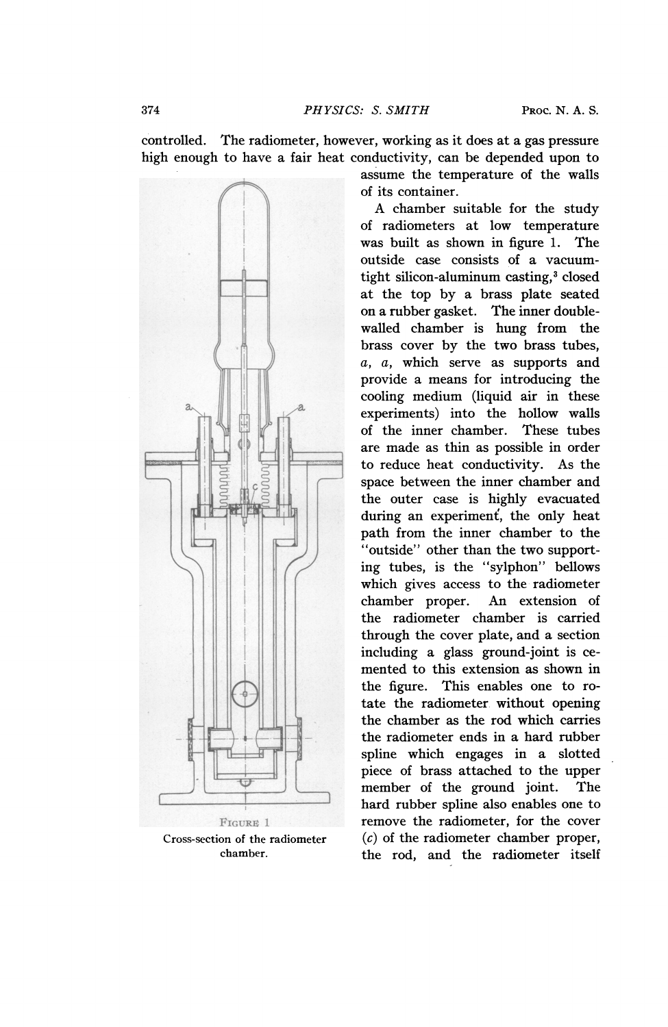controlled. The radiometer, however, working as it does at a gas pressure high enough to have a fair heat conductivity, can be depended upon to assume the temperature of the walls of its container.

A chamber suitable for the study of radiometers at low temperature was built as shown in figure 1. The outside case consists of a vacuum-tight silicon-aluminum casting,[3] closed at the top by a brass plate seated on a rubber gasket. The inner double-walled chamber is hung from the brass cover by the two brass tubes, *a*, *a*, which serve as supports and provide a means for introducing the cooling medium (liquid air in these experiments) into the hollow walls of the inner chamber. These tubes are made as thin as possible in order to reduce heat conductivity. As the space between the inner chamber and the outer case is highly evacuated during an experiment, the only heat path from the inner chamber to the "outside" other than the two supporting tubes, is the "sylphon" bellows which gives access to the radiometer chamber proper. An extension of the radiometer chamber is carried through the cover plate, and a section including a glass ground-joint is cemented to this extension as shown in the figure. This enables one to rotate the radiometer without opening the chamber as the rod which carries the radiometer ends in a hard rubber spline which engages in a slotted piece of brass attached to the upper member of the ground joint. The hard rubber spline also enables one to remove the radiometer, for the cover (*c*) of the radiometer chamber proper, the rod, and the radiometer itself

FIGURE 1

Cross-section of the radiometer chamber.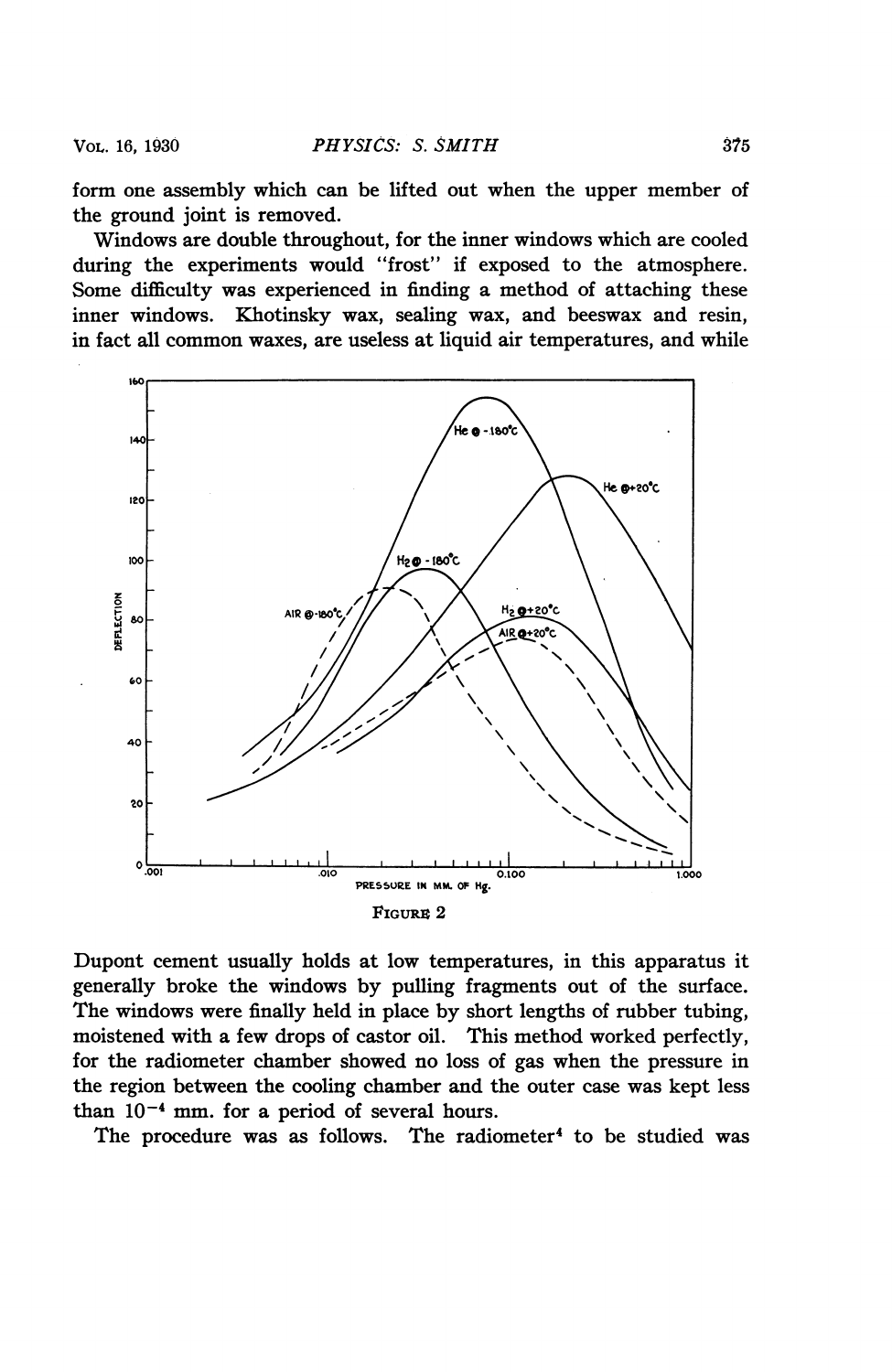form one assembly which can be lifted out when the upper member of the ground joint is removed.

Windows are double throughout, for the inner windows which are cooled during the experiments would "frost" if exposed to the atmosphere. Some difficulty was experienced in finding a method of attaching these inner windows. Khotinsky wax, sealing wax, and beeswax and resin, in fact all common waxes, are useless at liquid air temperatures, and while

FIGURE 2

Dupont cement usually holds at low temperatures, in this apparatus it generally broke the windows by pulling fragments out of the surface. The windows were finally held in place by short lengths of rubber tubing, moistened with a few drops of castor oil. This method worked perfectly, for the radiometer chamber showed no loss of gas when the pressure in the region between the cooling chamber and the outer case was kept less than $10^{-4}$ mm. for a period of several hours.

The procedure was as follows. The radiometer[4] to be studied was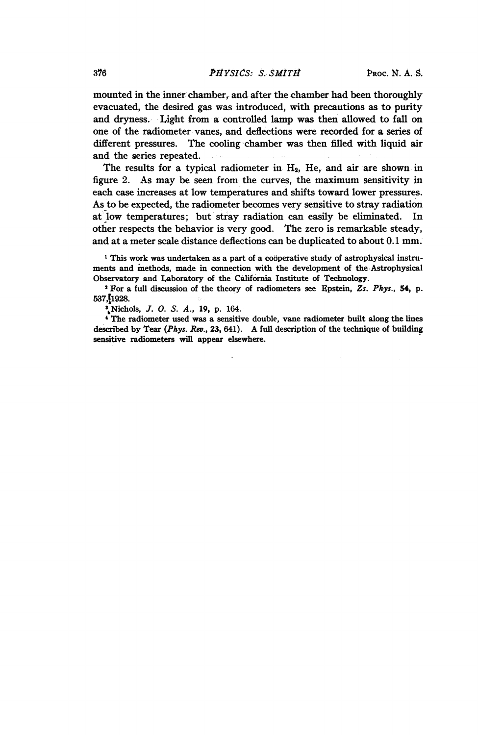mounted in the inner chamber, and after the chamber had been thoroughly evacuated, the desired gas was introduced, with precautions as to purity and dryness. Light from a controlled lamp was then allowed to fall on one of the radiometer vanes, and deflections were recorded for a series of different pressures. The cooling chamber was then filled with liquid air and the series repeated.

The results for a typical radiometer in $H_2$, He, and air are shown in figure 2. As may be seen from the curves, the maximum sensitivity in each case increases at low temperatures and shifts toward lower pressures. As to be expected, the radiometer becomes very sensitive to stray radiation at low temperatures; but stray radiation can easily be eliminated. In other respects the behavior is very good. The zero is remarkable steady, and at a meter scale distance deflections can be duplicated to about 0.1 mm.

[1] This work was undertaken as a part of a coöperative study of astrophysical instruments and methods, made in connection with the development of the Astrophysical Observatory and Laboratory of the California Institute of Technology.

[2] For a full discussion of the theory of radiometers see Epstein, *Zs. Phys.*, **54**, p. 537, 1928.

[3] Nichols, *J. O. S. A.*, **19**, p. 164.

[4] The radiometer used was a sensitive double, vane radiometer built along the lines described by Tear (*Phys. Rev.*, **23**, 641). A full description of the technique of building sensitive radiometers will appear elsewhere.